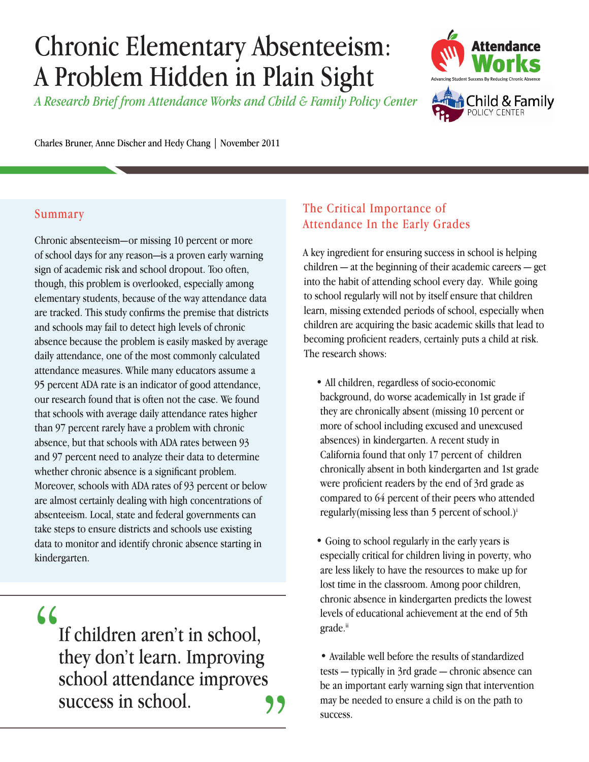# Chronic Elementary Absenteeism: A Problem Hidden in Plain Sight

*A Research Brief from Attendance Works and Child & Family Policy Center*

Attendance Works — Advancing Student Success By Reducing Chronic Absence

Child & Family POLICY CENTER

Charles Bruner, Anne Discher and Hedy Chang | November 2011

## Summary

Chronic absenteeism—or missing 10 percent or more of school days for any reason—is a proven early warning sign of academic risk and school dropout. Too often, though, this problem is overlooked, especially among elementary students, because of the way attendance data are tracked. This study confirms the premise that districts and schools may fail to detect high levels of chronic absence because the problem is easily masked by average daily attendance, one of the most commonly calculated attendance measures. While many educators assume a 95 percent ADA rate is an indicator of good attendance, our research found that is often not the case. We found that schools with average daily attendance rates higher than 97 percent rarely have a problem with chronic absence, but that schools with ADA rates between 93 and 97 percent need to analyze their data to determine whether chronic absence is a significant problem. Moreover, schools with ADA rates of 93 percent or below are almost certainly dealing with high concentrations of absenteeism. Local, state and federal governments can take steps to ensure districts and schools use existing data to monitor and identify chronic absence starting in kindergarten.

> "If children aren't in school, they don't learn. Improving school attendance improves success in school."

## The Critical Importance of Attendance In the Early Grades

A key ingredient for ensuring success in school is helping children — at the beginning of their academic careers — get into the habit of attending school every day. While going to school regularly will not by itself ensure that children learn, missing extended periods of school, especially when children are acquiring the basic academic skills that lead to becoming proficient readers, certainly puts a child at risk. The research shows:

- All children, regardless of socio-economic background, do worse academically in 1st grade if they are chronically absent (missing 10 percent or more of school including excused and unexcused absences) in kindergarten. A recent study in California found that only 17 percent of children chronically absent in both kindergarten and 1st grade were proficient readers by the end of 3rd grade as compared to 64 percent of their peers who attended regularly(missing less than 5 percent of school.)[i]

- Going to school regularly in the early years is especially critical for children living in poverty, who are less likely to have the resources to make up for lost time in the classroom. Among poor children, chronic absence in kindergarten predicts the lowest levels of educational achievement at the end of 5th grade.[ii]

- Available well before the results of standardized tests — typically in 3rd grade — chronic absence can be an important early warning sign that intervention may be needed to ensure a child is on the path to success.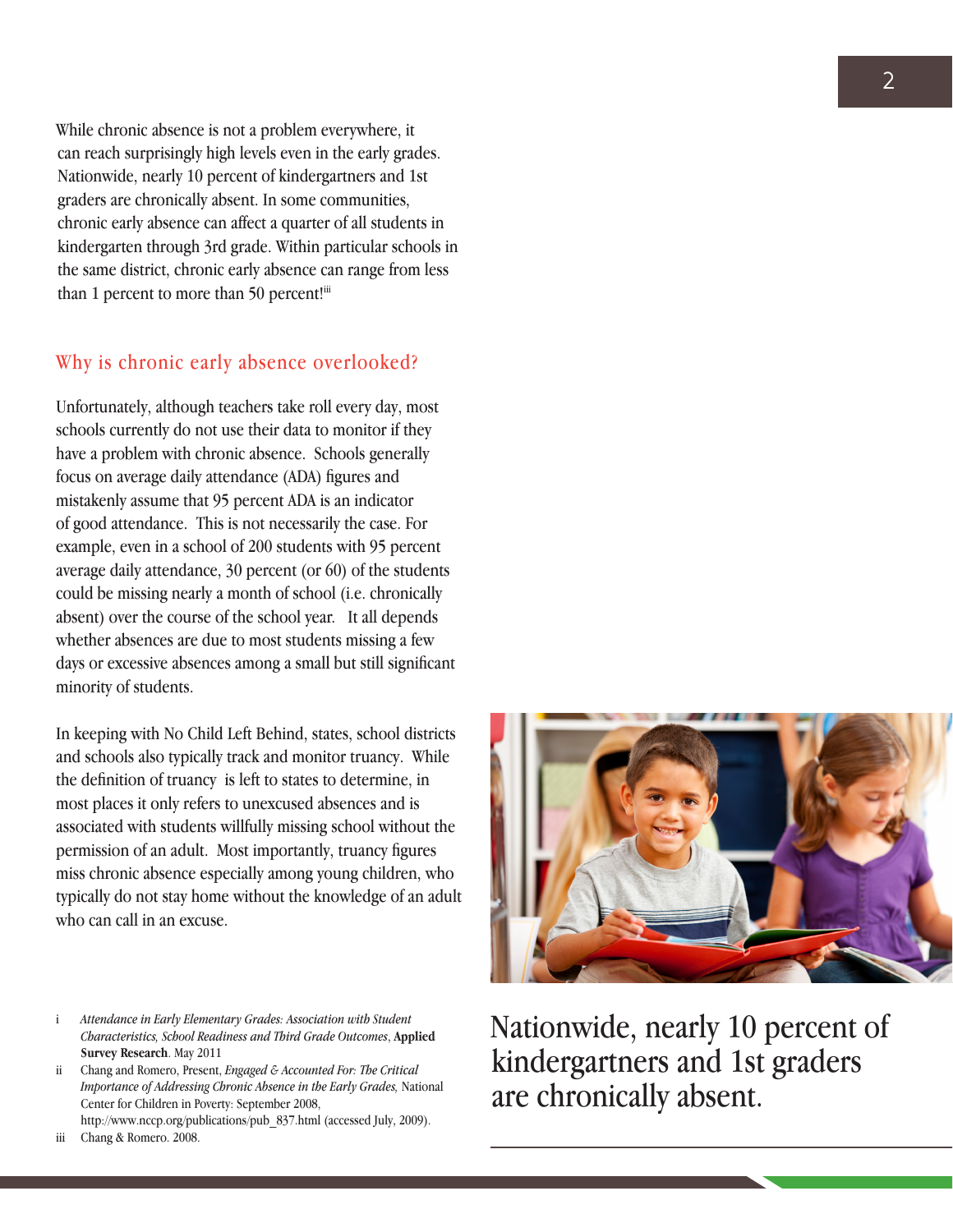While chronic absence is not a problem everywhere, it can reach surprisingly high levels even in the early grades. Nationwide, nearly 10 percent of kindergartners and 1st graders are chronically absent. In some communities, chronic early absence can affect a quarter of all students in kindergarten through 3rd grade. Within particular schools in the same district, chronic early absence can range from less than 1 percent to more than 50 percent![iii]

## Why is chronic early absence overlooked?

Unfortunately, although teachers take roll every day, most schools currently do not use their data to monitor if they have a problem with chronic absence. Schools generally focus on average daily attendance (ADA) figures and mistakenly assume that 95 percent ADA is an indicator of good attendance. This is not necessarily the case. For example, even in a school of 200 students with 95 percent average daily attendance, 30 percent (or 60) of the students could be missing nearly a month of school (i.e. chronically absent) over the course of the school year. It all depends whether absences are due to most students missing a few days or excessive absences among a small but still significant minority of students.

In keeping with No Child Left Behind, states, school districts and schools also typically track and monitor truancy. While the definition of truancy is left to states to determine, in most places it only refers to unexcused absences and is associated with students willfully missing school without the permission of an adult. Most importantly, truancy figures miss chronic absence especially among young children, who typically do not stay home without the knowledge of an adult who can call in an excuse.

Nationwide, nearly 10 percent of kindergartners and 1st graders are chronically absent.

---

i *Attendance in Early Elementary Grades: Association with Student Characteristics, School Readiness and Third Grade Outcomes*, **Applied Survey Research**. May 2011

ii Chang and Romero, Present, *Engaged & Accounted For: The Critical Importance of Addressing Chronic Absence in the Early Grades,* National Center for Children in Poverty: September 2008, http://www.nccp.org/publications/pub_837.html (accessed July, 2009).

iii Chang & Romero. 2008.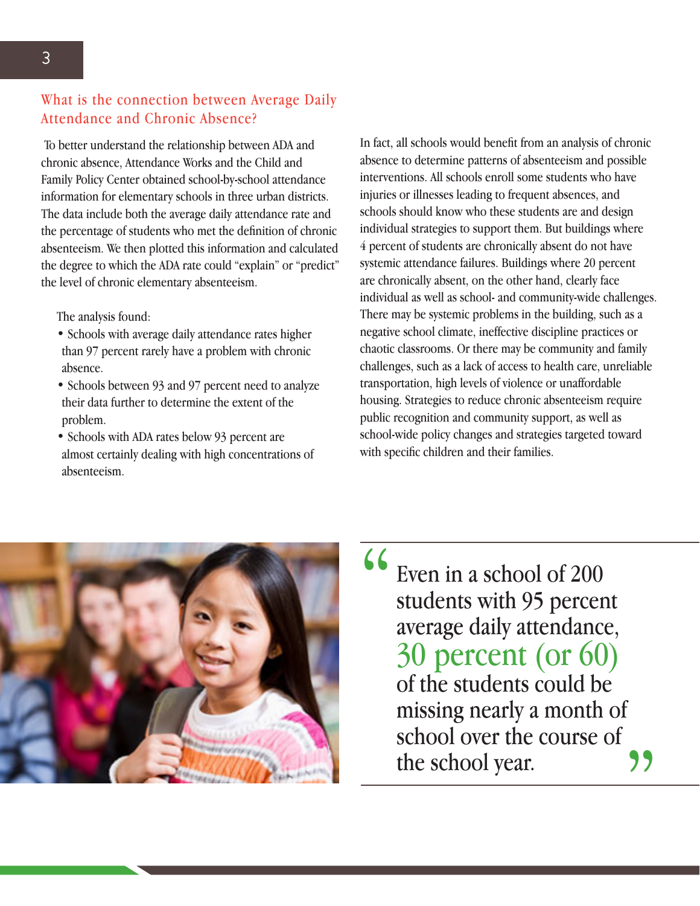## What is the connection between Average Daily Attendance and Chronic Absence?

To better understand the relationship between ADA and chronic absence, Attendance Works and the Child and Family Policy Center obtained school-by-school attendance information for elementary schools in three urban districts. The data include both the average daily attendance rate and the percentage of students who met the definition of chronic absenteeism. We then plotted this information and calculated the degree to which the ADA rate could "explain" or "predict" the level of chronic elementary absenteeism.

The analysis found:

- Schools with average daily attendance rates higher than 97 percent rarely have a problem with chronic absence.
- Schools between 93 and 97 percent need to analyze their data further to determine the extent of the problem.
- Schools with ADA rates below 93 percent are almost certainly dealing with high concentrations of absenteeism.

In fact, all schools would benefit from an analysis of chronic absence to determine patterns of absenteeism and possible interventions. All schools enroll some students who have injuries or illnesses leading to frequent absences, and schools should know who these students are and design individual strategies to support them. But buildings where 4 percent of students are chronically absent do not have systemic attendance failures. Buildings where 20 percent are chronically absent, on the other hand, clearly face individual as well as school- and community-wide challenges. There may be systemic problems in the building, such as a negative school climate, ineffective discipline practices or chaotic classrooms. Or there may be community and family challenges, such as a lack of access to health care, unreliable transportation, high levels of violence or unaffordable housing. Strategies to reduce chronic absenteeism require public recognition and community support, as well as school-wide policy changes and strategies targeted toward with specific children and their families.

> "Even in a school of 200 students with 95 percent average daily attendance, **30 percent (or 60)** of the students could be missing nearly a month of school over the course of the school year."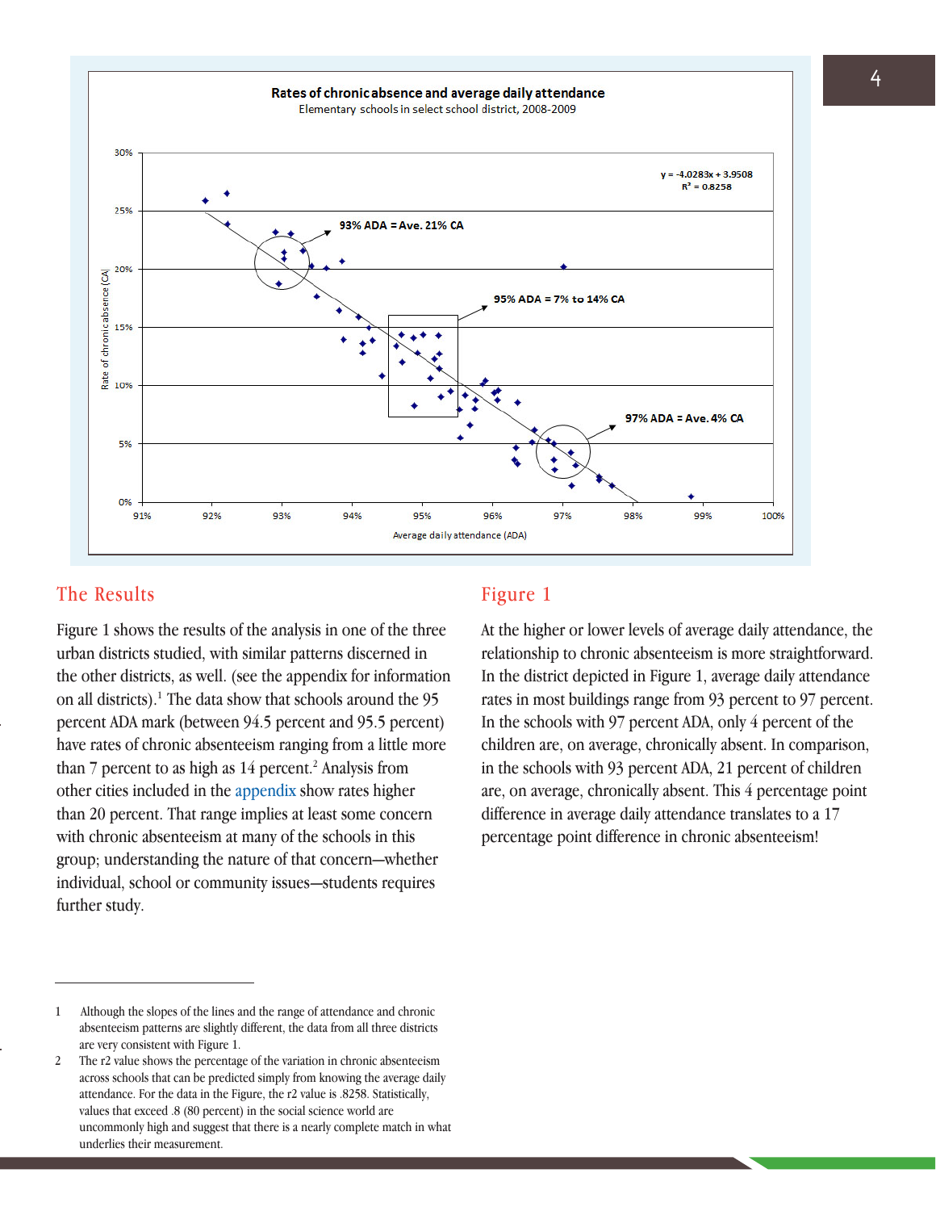Rates of chronic absence and average daily attendance

Elementary schools in select school district, 2008-2009

## The Results

Figure 1 shows the results of the analysis in one of the three urban districts studied, with similar patterns discerned in the other districts, as well. (see the appendix for information on all districts).[1] The data show that schools around the 95 percent ADA mark (between 94.5 percent and 95.5 percent) have rates of chronic absenteeism ranging from a little more than 7 percent to as high as 14 percent.[2] Analysis from other cities included in the appendix show rates higher than 20 percent. That range implies at least some concern with chronic absenteeism at many of the schools in this group; understanding the nature of that concern—whether individual, school or community issues—students requires further study.

## Figure 1

At the higher or lower levels of average daily attendance, the relationship to chronic absenteeism is more straightforward. In the district depicted in Figure 1, average daily attendance rates in most buildings range from 93 percent to 97 percent. In the schools with 97 percent ADA, only 4 percent of the children are, on average, chronically absent. In comparison, in the schools with 93 percent ADA, 21 percent of children are, on average, chronically absent. This 4 percentage point difference in average daily attendance translates to a 17 percentage point difference in chronic absenteeism!

---

1. Although the slopes of the lines and the range of attendance and chronic absenteeism patterns are slightly different, the data from all three districts are very consistent with Figure 1.
2. The r2 value shows the percentage of the variation in chronic absenteeism across schools that can be predicted simply from knowing the average daily attendance. For the data in the Figure, the r2 value is .8258. Statistically, values that exceed .8 (80 percent) in the social science world are uncommonly high and suggest that there is a nearly complete match in what underlies their measurement.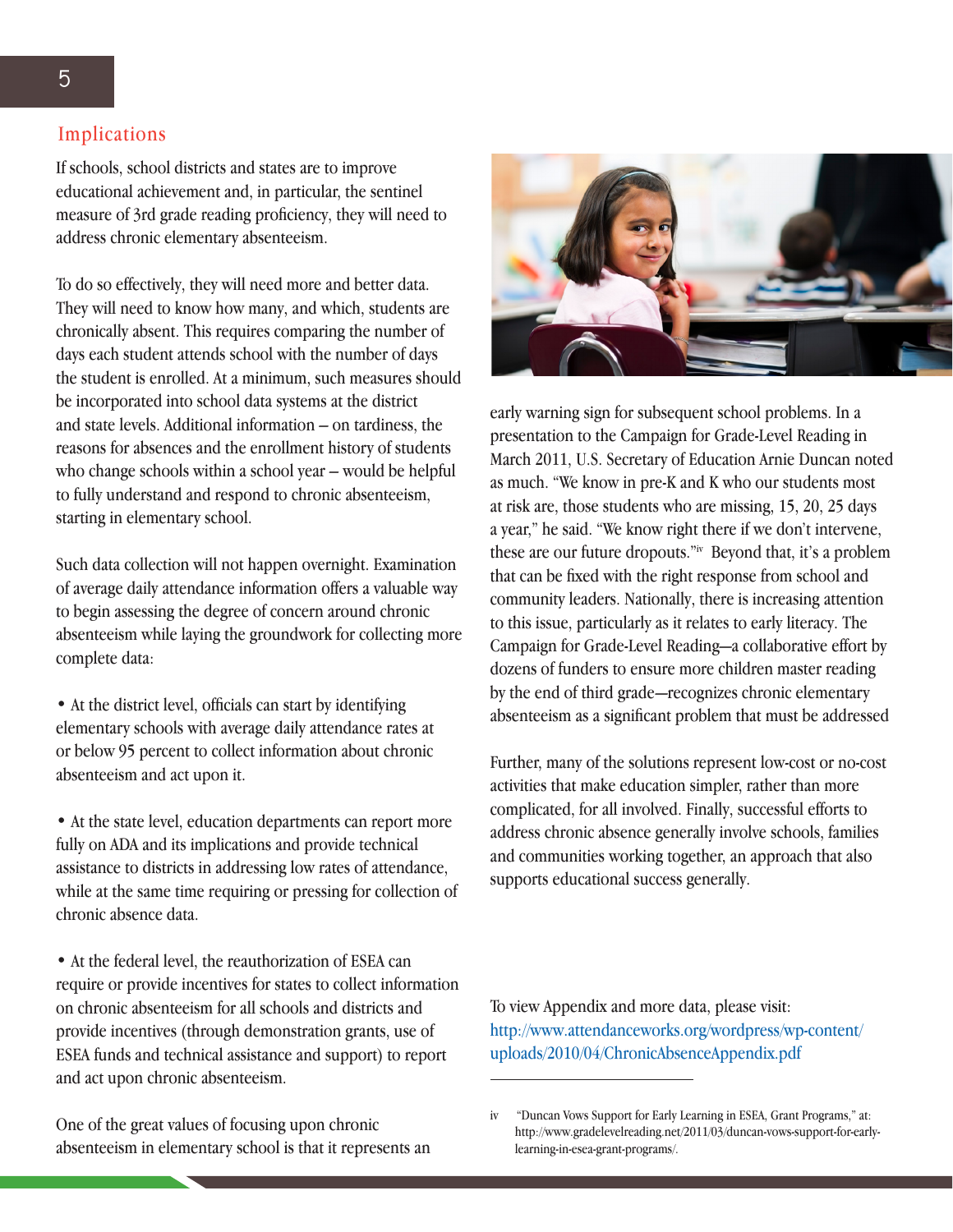## Implications

If schools, school districts and states are to improve educational achievement and, in particular, the sentinel measure of 3rd grade reading proficiency, they will need to address chronic elementary absenteeism.

To do so effectively, they will need more and better data. They will need to know how many, and which, students are chronically absent. This requires comparing the number of days each student attends school with the number of days the student is enrolled. At a minimum, such measures should be incorporated into school data systems at the district and state levels. Additional information – on tardiness, the reasons for absences and the enrollment history of students who change schools within a school year – would be helpful to fully understand and respond to chronic absenteeism, starting in elementary school.

Such data collection will not happen overnight. Examination of average daily attendance information offers a valuable way to begin assessing the degree of concern around chronic absenteeism while laying the groundwork for collecting more complete data:

- At the district level, officials can start by identifying elementary schools with average daily attendance rates at or below 95 percent to collect information about chronic absenteeism and act upon it.

- At the state level, education departments can report more fully on ADA and its implications and provide technical assistance to districts in addressing low rates of attendance, while at the same time requiring or pressing for collection of chronic absence data.

- At the federal level, the reauthorization of ESEA can require or provide incentives for states to collect information on chronic absenteeism for all schools and districts and provide incentives (through demonstration grants, use of ESEA funds and technical assistance and support) to report and act upon chronic absenteeism.

One of the great values of focusing upon chronic absenteeism in elementary school is that it represents an early warning sign for subsequent school problems. In a presentation to the Campaign for Grade-Level Reading in March 2011, U.S. Secretary of Education Arnie Duncan noted as much. "We know in pre-K and K who our students most at risk are, those students who are missing, 15, 20, 25 days a year," he said. "We know right there if we don't intervene, these are our future dropouts."[iv] Beyond that, it's a problem that can be fixed with the right response from school and community leaders. Nationally, there is increasing attention to this issue, particularly as it relates to early literacy. The Campaign for Grade-Level Reading—a collaborative effort by dozens of funders to ensure more children master reading by the end of third grade—recognizes chronic elementary absenteeism as a significant problem that must be addressed

Further, many of the solutions represent low-cost or no-cost activities that make education simpler, rather than more complicated, for all involved. Finally, successful efforts to address chronic absence generally involve schools, families and communities working together, an approach that also supports educational success generally.

To view Appendix and more data, please visit:
http://www.attendanceworks.org/wordpress/wp-content/uploads/2010/04/ChronicAbsenceAppendix.pdf

---

iv "Duncan Vows Support for Early Learning in ESEA, Grant Programs," at: http://www.gradelevelreading.net/2011/03/duncan-vows-support-for-early-learning-in-esea-grant-programs/.